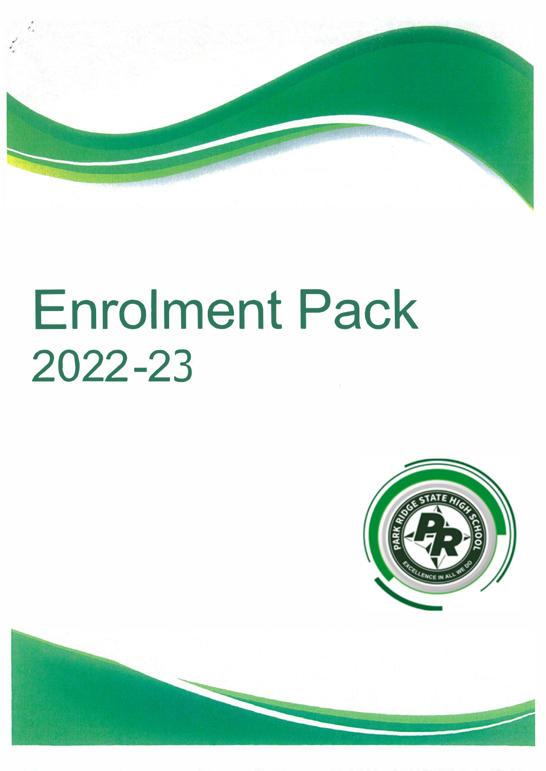# Enrolment Pack

## 2022-23

PARK RIDGE STATE HIGH SCHOOL

EXCELLENCE IN ALL WE DO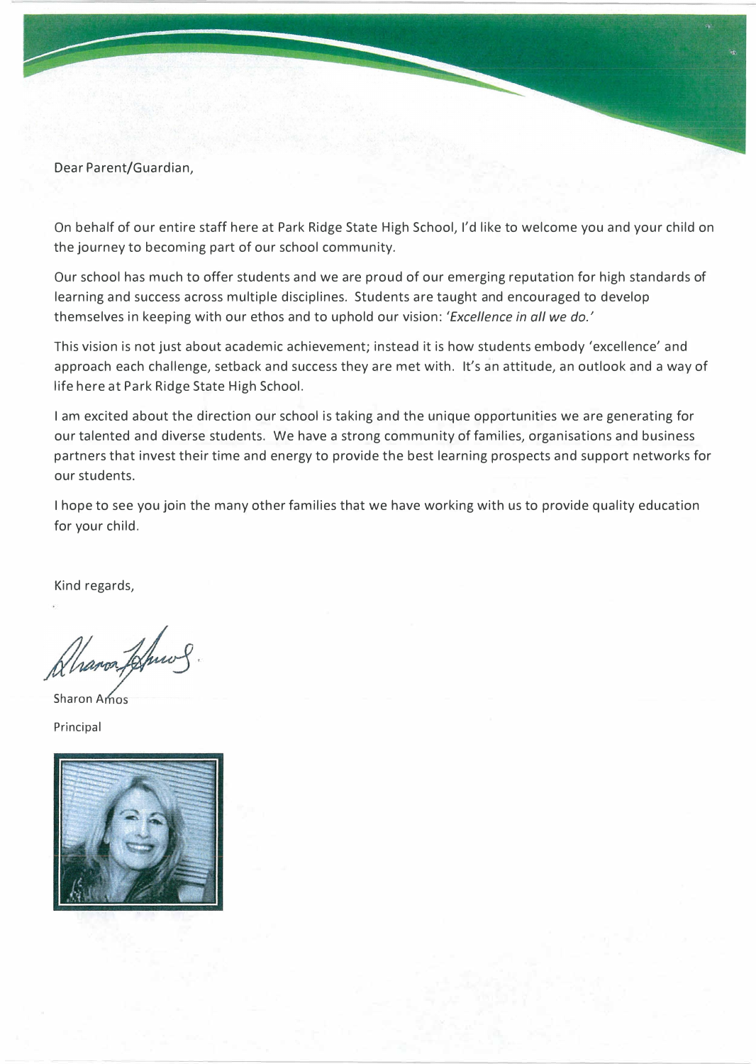Dear Parent/Guardian,

On behalf of our entire staff here at Park Ridge State High School, I'd like to welcome you and your child on the journey to becoming part of our school community.

Our school has much to offer students and we are proud of our emerging reputation for high standards of learning and success across multiple disciplines. Students are taught and encouraged to develop themselves in keeping with our ethos and to uphold our vision: *'Excellence in all we do.'*

This vision is not just about academic achievement; instead it is how students embody 'excellence' and approach each challenge, setback and success they are met with. It's an attitude, an outlook and a way of life here at Park Ridge State High School.

I am excited about the direction our school is taking and the unique opportunities we are generating for our talented and diverse students. We have a strong community of families, organisations and business partners that invest their time and energy to provide the best learning prospects and support networks for our students.

I hope to see you join the many other families that we have working with us to provide quality education for your child.

Kind regards,

Sharon Amos

Principal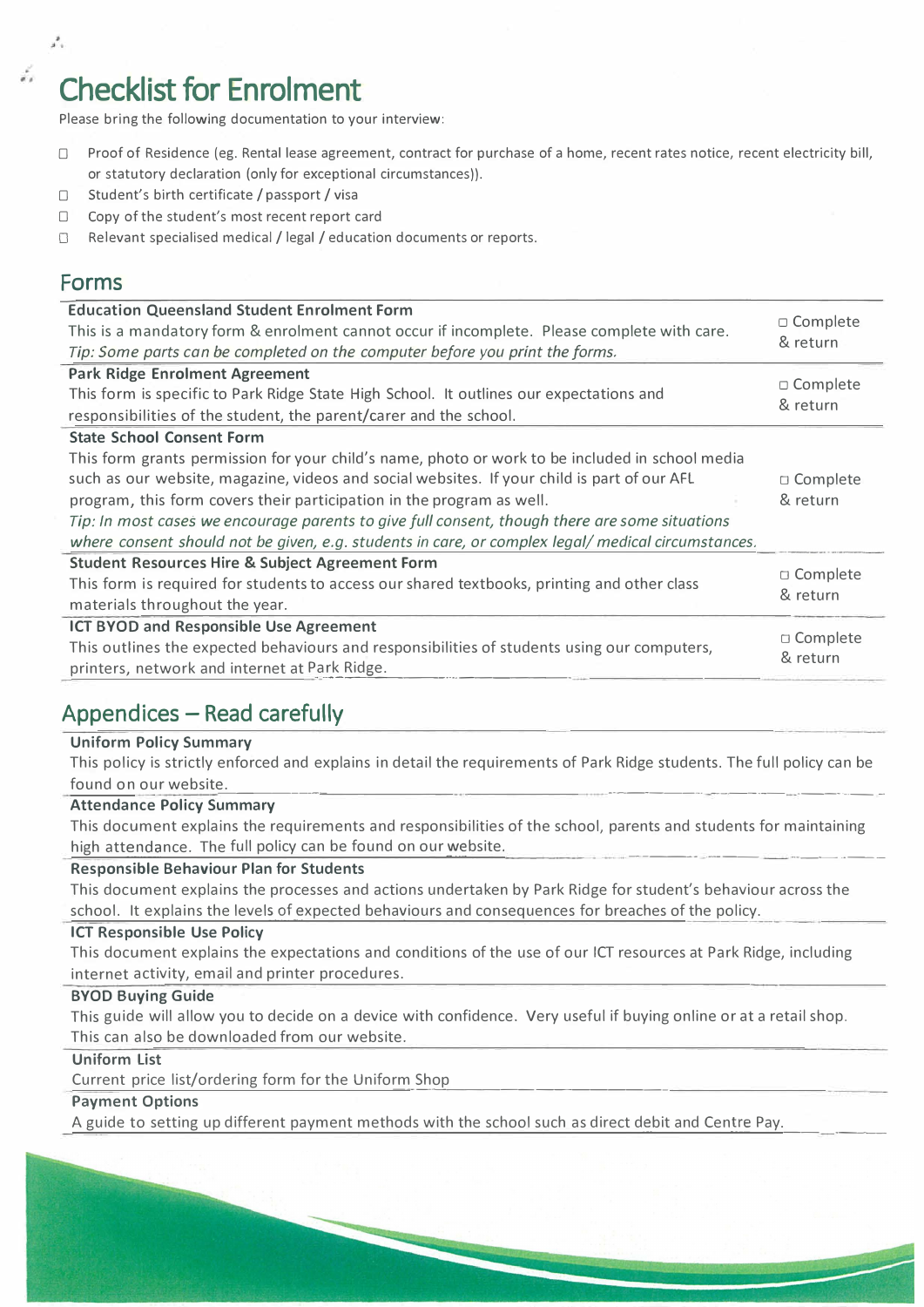# Checklist for Enrolment

Please bring the following documentation to your interview:

- ☐ Proof of Residence (eg. Rental lease agreement, contract for purchase of a home, recent rates notice, recent electricity bill, or statutory declaration (only for exceptional circumstances)).
- ☐ Student's birth certificate / passport / visa
- ☐ Copy of the student's most recent report card
- ☐ Relevant specialised medical / legal / education documents or reports.

## Forms

| | |
|---|---|
| **Education Queensland Student Enrolment Form**<br>This is a mandatory form & enrolment cannot occur if incomplete. Please complete with care.<br>*Tip: Some parts can be completed on the computer before you print the forms.* | ☐ Complete & return |
| **Park Ridge Enrolment Agreement**<br>This form is specific to Park Ridge State High School. It outlines our expectations and responsibilities of the student, the parent/carer and the school. | ☐ Complete & return |
| **State School Consent Form**<br>This form grants permission for your child's name, photo or work to be included in school media such as our website, magazine, videos and social websites. If your child is part of our AFL program, this form covers their participation in the program as well.<br>*Tip: In most cases we encourage parents to give full consent, though there are some situations where consent should not be given, e.g. students in care, or complex legal/ medical circumstances.* | ☐ Complete & return |
| **Student Resources Hire & Subject Agreement Form**<br>This form is required for students to access our shared textbooks, printing and other class materials throughout the year. | ☐ Complete & return |
| **ICT BYOD and Responsible Use Agreement**<br>This outlines the expected behaviours and responsibilities of students using our computers, printers, network and internet at Park Ridge. | ☐ Complete & return |

## Appendices – Read carefully

**Uniform Policy Summary**
This policy is strictly enforced and explains in detail the requirements of Park Ridge students. The full policy can be found on our website.

**Attendance Policy Summary**
This document explains the requirements and responsibilities of the school, parents and students for maintaining high attendance. The full policy can be found on our website.

**Responsible Behaviour Plan for Students**
This document explains the processes and actions undertaken by Park Ridge for student's behaviour across the school. It explains the levels of expected behaviours and consequences for breaches of the policy.

**ICT Responsible Use Policy**
This document explains the expectations and conditions of the use of our ICT resources at Park Ridge, including internet activity, email and printer procedures.

**BYOD Buying Guide**
This guide will allow you to decide on a device with confidence. Very useful if buying online or at a retail shop. This can also be downloaded from our website.

**Uniform List**
Current price list/ordering form for the Uniform Shop

**Payment Options**
A guide to setting up different payment methods with the school such as direct debit and Centre Pay.